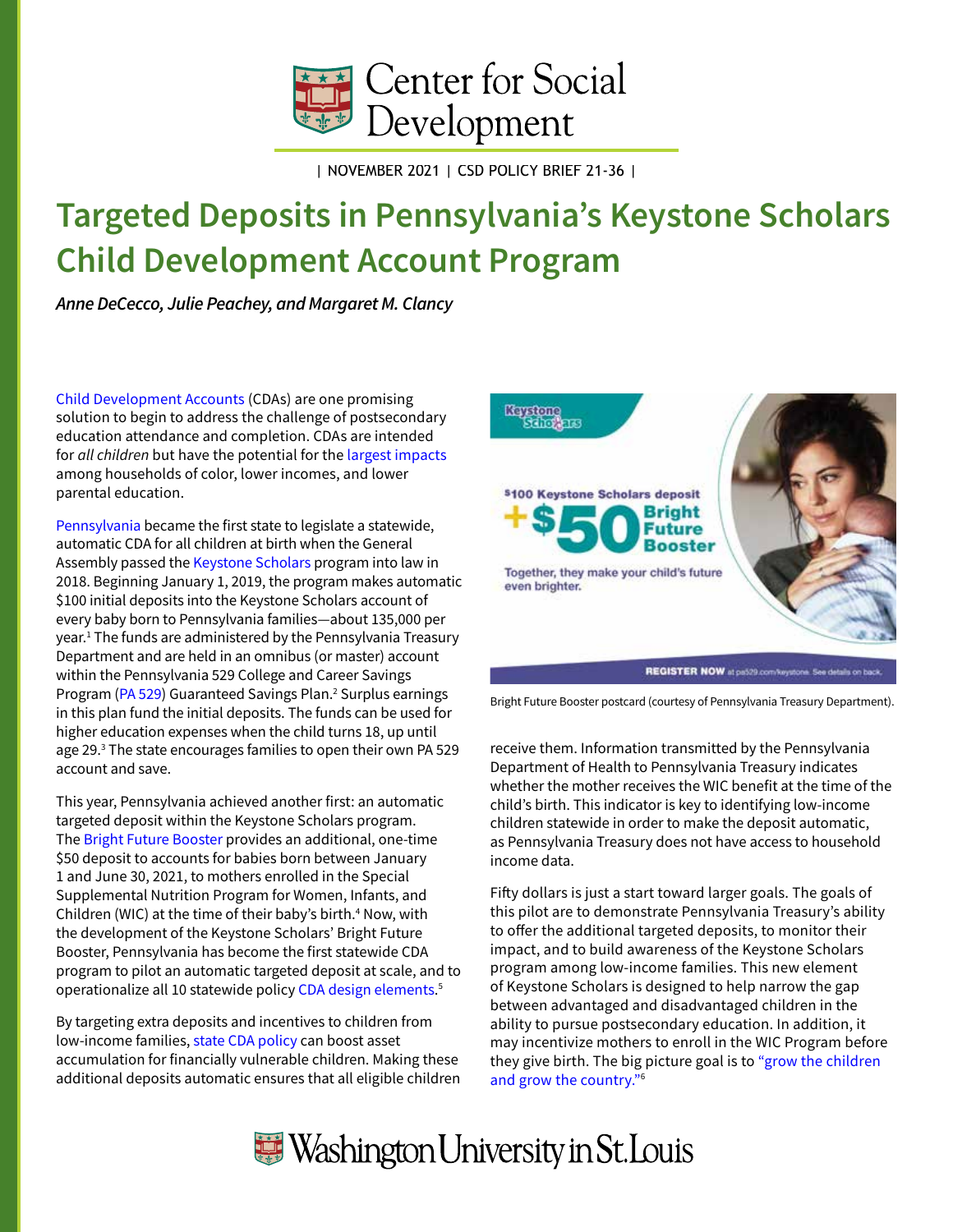| NOVEMBER 2021 | CSD POLICY BRIEF 21-36 |

# Targeted Deposits in Pennsylvania's Keystone Scholars Child Development Account Program

*Anne DeCecco, Julie Peachey, and Margaret M. Clancy*

Child Development Accounts (CDAs) are one promising solution to begin to address the challenge of postsecondary education attendance and completion. CDAs are intended for *all children* but have the potential for the largest impacts among households of color, lower incomes, and lower parental education.

Pennsylvania became the first state to legislate a statewide, automatic CDA for all children at birth when the General Assembly passed the Keystone Scholars program into law in 2018. Beginning January 1, 2019, the program makes automatic $100 initial deposits into the Keystone Scholars account of every baby born to Pennsylvania families—about 135,000 per year.[1] The funds are administered by the Pennsylvania Treasury Department and are held in an omnibus (or master) account within the Pennsylvania 529 College and Career Savings Program (PA 529) Guaranteed Savings Plan.[2] Surplus earnings in this plan fund the initial deposits. The funds can be used for higher education expenses when the child turns 18, up until age 29.[3] The state encourages families to open their own PA 529 account and save.

This year, Pennsylvania achieved another first: an automatic targeted deposit within the Keystone Scholars program. The Bright Future Booster provides an additional, one-time $50 deposit to accounts for babies born between January 1 and June 30, 2021, to mothers enrolled in the Special Supplemental Nutrition Program for Women, Infants, and Children (WIC) at the time of their baby's birth.[4] Now, with the development of the Keystone Scholars' Bright Future Booster, Pennsylvania has become the first statewide CDA program to pilot an automatic targeted deposit at scale, and to operationalize all 10 statewide policy CDA design elements.[5]

By targeting extra deposits and incentives to children from low-income families, state CDA policy can boost asset accumulation for financially vulnerable children. Making these additional deposits automatic ensures that all eligible children receive them. Information transmitted by the Pennsylvania Department of Health to Pennsylvania Treasury indicates whether the mother receives the WIC benefit at the time of the child's birth. This indicator is key to identifying low-income children statewide in order to make the deposit automatic, as Pennsylvania Treasury does not have access to household income data.

Bright Future Booster postcard (courtesy of Pennsylvania Treasury Department).

Fifty dollars is just a start toward larger goals. The goals of this pilot are to demonstrate Pennsylvania Treasury's ability to offer the additional targeted deposits, to monitor their impact, and to build awareness of the Keystone Scholars program among low-income families. This new element of Keystone Scholars is designed to help narrow the gap between advantaged and disadvantaged children in the ability to pursue postsecondary education. In addition, it may incentivize mothers to enroll in the WIC Program before they give birth. The big picture goal is to "grow the children and grow the country."[6]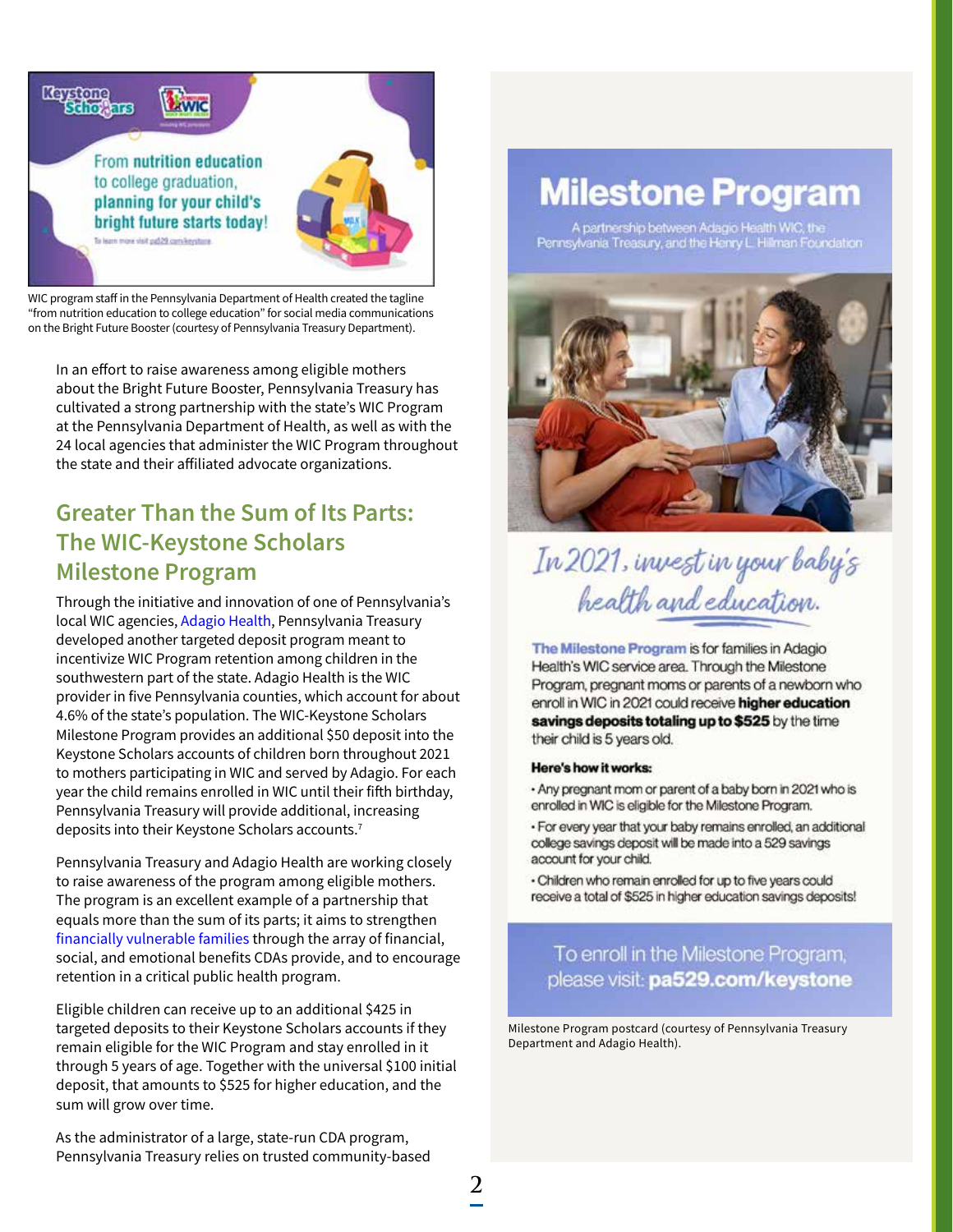WIC program staff in the Pennsylvania Department of Health created the tagline "from nutrition education to college education" for social media communications on the Bright Future Booster (courtesy of Pennsylvania Treasury Department).

In an effort to raise awareness among eligible mothers about the Bright Future Booster, Pennsylvania Treasury has cultivated a strong partnership with the state's WIC Program at the Pennsylvania Department of Health, as well as with the 24 local agencies that administer the WIC Program throughout the state and their affiliated advocate organizations.

## Greater Than the Sum of Its Parts: The WIC-Keystone Scholars Milestone Program

Through the initiative and innovation of one of Pennsylvania's local WIC agencies, Adagio Health, Pennsylvania Treasury developed another targeted deposit program meant to incentivize WIC Program retention among children in the southwestern part of the state. Adagio Health is the WIC provider in five Pennsylvania counties, which account for about 4.6% of the state's population. The WIC-Keystone Scholars Milestone Program provides an additional $50 deposit into the Keystone Scholars accounts of children born throughout 2021 to mothers participating in WIC and served by Adagio. For each year the child remains enrolled in WIC until their fifth birthday, Pennsylvania Treasury will provide additional, increasing deposits into their Keystone Scholars accounts.[7]

Pennsylvania Treasury and Adagio Health are working closely to raise awareness of the program among eligible mothers. The program is an excellent example of a partnership that equals more than the sum of its parts; it aims to strengthen financially vulnerable families through the array of financial, social, and emotional benefits CDAs provide, and to encourage retention in a critical public health program.

Eligible children can receive up to an additional $425 in targeted deposits to their Keystone Scholars accounts if they remain eligible for the WIC Program and stay enrolled in it through 5 years of age. Together with the universal $100 initial deposit, that amounts to $525 for higher education, and the sum will grow over time.

As the administrator of a large, state-run CDA program, Pennsylvania Treasury relies on trusted community-based

Milestone Program postcard (courtesy of Pennsylvania Treasury Department and Adagio Health).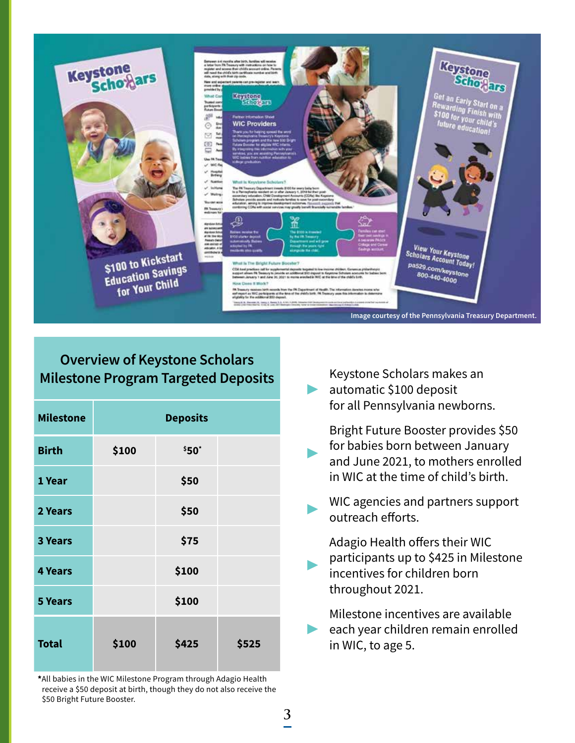Image courtesy of the Pennsylvania Treasury Department.

## Overview of Keystone Scholars Milestone Program Targeted Deposits

| Milestone | Deposits | | |
|---|---|---|---|
| Birth | $100 | $50* | |
| 1 Year | | $50 | |
| 2 Years | | $50 | |
| 3 Years | | $75 | |
| 4 Years | | $100 | |
| 5 Years | | $100 | |
| Total | $100 | $425 | $525 |

*All babies in the WIC Milestone Program through Adagio Health receive a $50 deposit at birth, though they do not also receive the $50 Bright Future Booster.

- Keystone Scholars makes an automatic $100 deposit for all Pennsylvania newborns.
- Bright Future Booster provides $50 for babies born between January and June 2021, to mothers enrolled in WIC at the time of child's birth.
- WIC agencies and partners support outreach efforts.
- Adagio Health offers their WIC participants up to $425 in Milestone incentives for children born throughout 2021.
- Milestone incentives are available each year children remain enrolled in WIC, to age 5.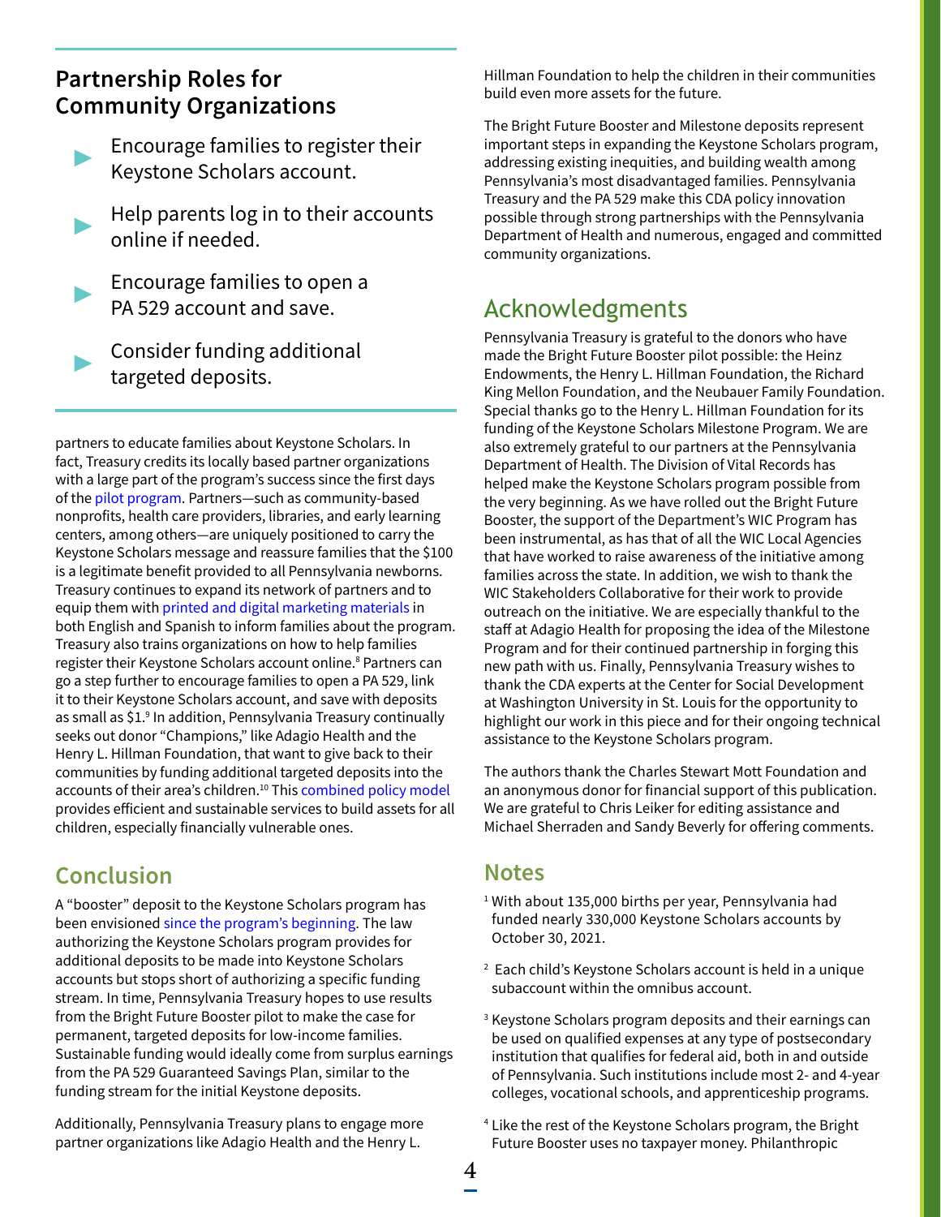## Partnership Roles for Community Organizations

- Encourage families to register their Keystone Scholars account.
- Help parents log in to their accounts online if needed.
- Encourage families to open a PA 529 account and save.
- Consider funding additional targeted deposits.

partners to educate families about Keystone Scholars. In fact, Treasury credits its locally based partner organizations with a large part of the program's success since the first days of the pilot program. Partners—such as community-based nonprofits, health care providers, libraries, and early learning centers, among others—are uniquely positioned to carry the Keystone Scholars message and reassure families that the $100 is a legitimate benefit provided to all Pennsylvania newborns. Treasury continues to expand its network of partners and to equip them with printed and digital marketing materials in both English and Spanish to inform families about the program. Treasury also trains organizations on how to help families register their Keystone Scholars account online.[8] Partners can go a step further to encourage families to open a PA 529, link it to their Keystone Scholars account, and save with deposits as small as $1.[9] In addition, Pennsylvania Treasury continually seeks out donor "Champions," like Adagio Health and the Henry L. Hillman Foundation, that want to give back to their communities by funding additional targeted deposits into the accounts of their area's children.[10] This combined policy model provides efficient and sustainable services to build assets for all children, especially financially vulnerable ones.

## Conclusion

A "booster" deposit to the Keystone Scholars program has been envisioned since the program's beginning. The law authorizing the Keystone Scholars program provides for additional deposits to be made into Keystone Scholars accounts but stops short of authorizing a specific funding stream. In time, Pennsylvania Treasury hopes to use results from the Bright Future Booster pilot to make the case for permanent, targeted deposits for low-income families. Sustainable funding would ideally come from surplus earnings from the PA 529 Guaranteed Savings Plan, similar to the funding stream for the initial Keystone deposits.

Additionally, Pennsylvania Treasury plans to engage more partner organizations like Adagio Health and the Henry L. Hillman Foundation to help the children in their communities build even more assets for the future.

The Bright Future Booster and Milestone deposits represent important steps in expanding the Keystone Scholars program, addressing existing inequities, and building wealth among Pennsylvania's most disadvantaged families. Pennsylvania Treasury and the PA 529 make this CDA policy innovation possible through strong partnerships with the Pennsylvania Department of Health and numerous, engaged and committed community organizations.

## Acknowledgments

Pennsylvania Treasury is grateful to the donors who have made the Bright Future Booster pilot possible: the Heinz Endowments, the Henry L. Hillman Foundation, the Richard King Mellon Foundation, and the Neubauer Family Foundation. Special thanks go to the Henry L. Hillman Foundation for its funding of the Keystone Scholars Milestone Program. We are also extremely grateful to our partners at the Pennsylvania Department of Health. The Division of Vital Records has helped make the Keystone Scholars program possible from the very beginning. As we have rolled out the Bright Future Booster, the support of the Department's WIC Program has been instrumental, as has that of all the WIC Local Agencies that have worked to raise awareness of the initiative among families across the state. In addition, we wish to thank the WIC Stakeholders Collaborative for their work to provide outreach on the initiative. We are especially thankful to the staff at Adagio Health for proposing the idea of the Milestone Program and for their continued partnership in forging this new path with us. Finally, Pennsylvania Treasury wishes to thank the CDA experts at the Center for Social Development at Washington University in St. Louis for the opportunity to highlight our work in this piece and for their ongoing technical assistance to the Keystone Scholars program.

The authors thank the Charles Stewart Mott Foundation and an anonymous donor for financial support of this publication. We are grateful to Chris Leiker for editing assistance and Michael Sherraden and Sandy Beverly for offering comments.

## Notes

[1] With about 135,000 births per year, Pennsylvania had funded nearly 330,000 Keystone Scholars accounts by October 30, 2021.

[2] Each child's Keystone Scholars account is held in a unique subaccount within the omnibus account.

[3] Keystone Scholars program deposits and their earnings can be used on qualified expenses at any type of postsecondary institution that qualifies for federal aid, both in and outside of Pennsylvania. Such institutions include most 2- and 4-year colleges, vocational schools, and apprenticeship programs.

[4] Like the rest of the Keystone Scholars program, the Bright Future Booster uses no taxpayer money. Philanthropic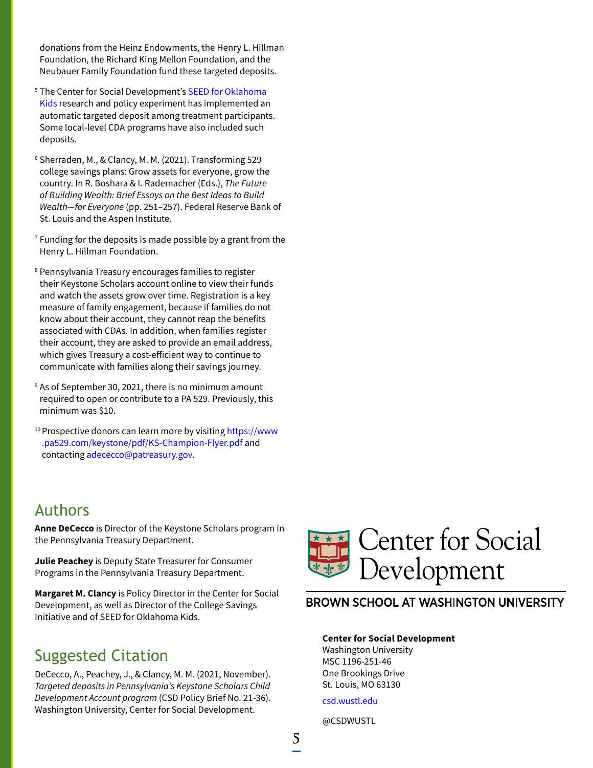donations from the Heinz Endowments, the Henry L. Hillman Foundation, the Richard King Mellon Foundation, and the Neubauer Family Foundation fund these targeted deposits.

[5] The Center for Social Development's SEED for Oklahoma Kids research and policy experiment has implemented an automatic targeted deposit among treatment participants. Some local-level CDA programs have also included such deposits.

[6] Sherraden, M., & Clancy, M. M. (2021). Transforming 529 college savings plans: Grow assets for everyone, grow the country. In R. Boshara & I. Rademacher (Eds.), *The Future of Building Wealth: Brief Essays on the Best Ideas to Build Wealth—for Everyone* (pp. 251–257). Federal Reserve Bank of St. Louis and the Aspen Institute.

[7] Funding for the deposits is made possible by a grant from the Henry L. Hillman Foundation.

[8] Pennsylvania Treasury encourages families to register their Keystone Scholars account online to view their funds and watch the assets grow over time. Registration is a key measure of family engagement, because if families do not know about their account, they cannot reap the benefits associated with CDAs. In addition, when families register their account, they are asked to provide an email address, which gives Treasury a cost-efficient way to continue to communicate with families along their savings journey.

[9] As of September 30, 2021, there is no minimum amount required to open or contribute to a PA 529. Previously, this minimum was $10.

[10] Prospective donors can learn more by visiting https://www.pa529.com/keystone/pdf/KS-Champion-Flyer.pdf and contacting adececco@patreasury.gov.

## Authors

**Anne DeCecco** is Director of the Keystone Scholars program in the Pennsylvania Treasury Department.

**Julie Peachey** is Deputy State Treasurer for Consumer Programs in the Pennsylvania Treasury Department.

**Margaret M. Clancy** is Policy Director in the Center for Social Development, as well as Director of the College Savings Initiative and of SEED for Oklahoma Kids.

## Suggested Citation

DeCecco, A., Peachey, J., & Clancy, M. M. (2021, November). *Targeted deposits in Pennsylvania's Keystone Scholars Child Development Account program* (CSD Policy Brief No. 21-36). Washington University, Center for Social Development.

Center for Social Development

BROWN SCHOOL AT WASHINGTON UNIVERSITY

**Center for Social Development**
Washington University
MSC 1196-251-46
One Brookings Drive
St. Louis, MO 63130

csd.wustl.edu

@CSDWUSTL